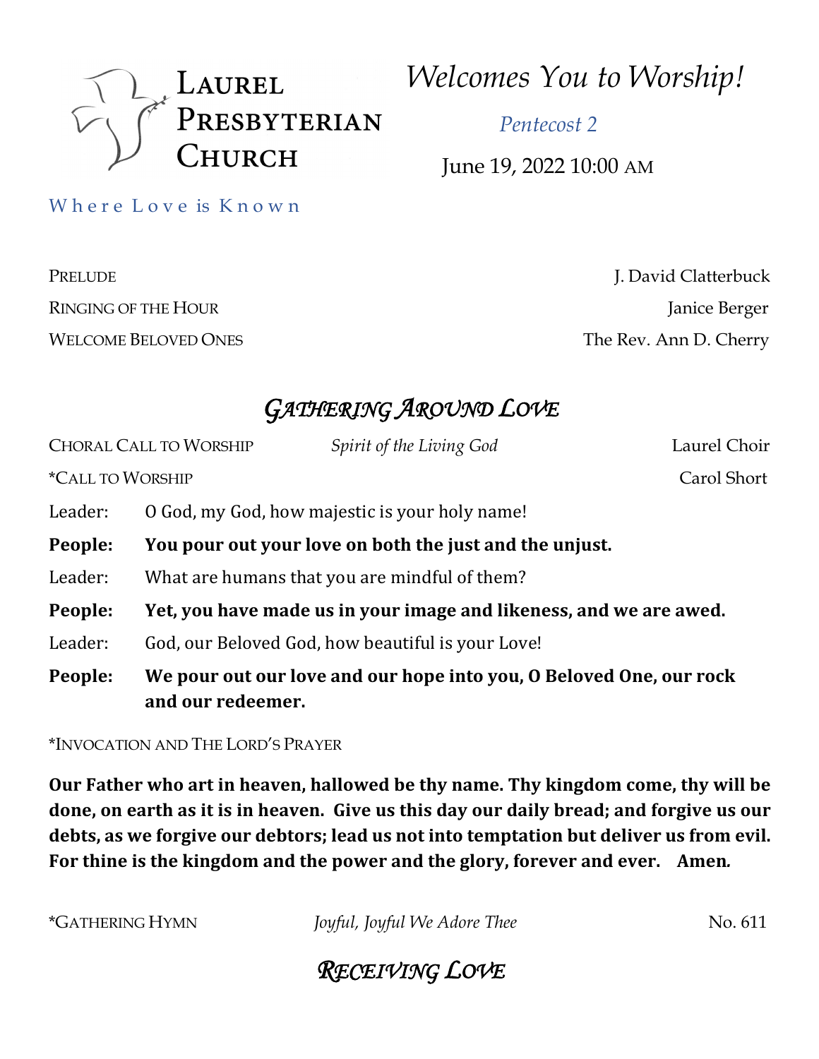# Laurel Presbyterian Church

*Welcomes You to Worship!*

*Pentecost 2*

June 19, 2022 10:00 AM

Where Love is Known

PRELUDE — J. David Clatterbuck

RINGING OF THE HOUR — Janice Berger

WELCOME BELOVED ONES — The Rev. Ann D. Cherry

## *Gathering Around Love*

CHORAL CALL TO WORSHIP — *Spirit of the Living God* — Laurel Choir

*CALL TO WORSHIP — Carol Short

Leader: O God, my God, how majestic is your holy name!

**People: You pour out your love on both the just and the unjust.**

Leader: What are humans that you are mindful of them?

**People: Yet, you have made us in your image and likeness, and we are awed.**

Leader: God, our Beloved God, how beautiful is your Love!

**People: We pour out our love and our hope into you, O Beloved One, our rock and our redeemer.**

*INVOCATION AND THE LORD'S PRAYER

**Our Father who art in heaven, hallowed be thy name. Thy kingdom come, thy will be done, on earth as it is in heaven. Give us this day our daily bread; and forgive us our debts, as we forgive our debtors; lead us not into temptation but deliver us from evil. For thine is the kingdom and the power and the glory, forever and ever. Amen.**

*GATHERING HYMN — *Joyful, Joyful We Adore Thee* — No. 611

## *Receiving Love*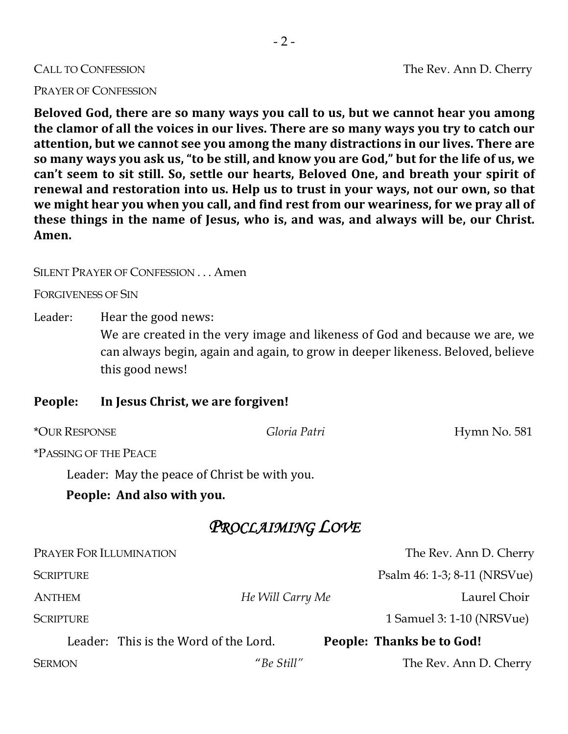CALL TO CONFESSION The Rev. Ann D. Cherry

PRAYER OF CONFESSION

**Beloved God, there are so many ways you call to us, but we cannot hear you among the clamor of all the voices in our lives. There are so many ways you try to catch our attention, but we cannot see you among the many distractions in our lives. There are so many ways you ask us, "to be still, and know you are God," but for the life of us, we can't seem to sit still. So, settle our hearts, Beloved One, and breath your spirit of renewal and restoration into us. Help us to trust in your ways, not our own, so that we might hear you when you call, and find rest from our weariness, for we pray all of these things in the name of Jesus, who is, and was, and always will be, our Christ. Amen.**

SILENT PRAYER OF CONFESSION . . . Amen

FORGIVENESS OF SIN

Leader: Hear the good news:
We are created in the very image and likeness of God and because we are, we can always begin, again and again, to grow in deeper likeness. Beloved, believe this good news!

**People: In Jesus Christ, we are forgiven!**

*OUR RESPONSE *Gloria Patri* Hymn No. 581

*PASSING OF THE PEACE

Leader: May the peace of Christ be with you.

**People: And also with you.**

## *PROCLAIMING LOVE*

PRAYER FOR ILLUMINATION The Rev. Ann D. Cherry

SCRIPTURE Psalm 46: 1-3; 8-11 (NRSVue)

ANTHEM *He Will Carry Me* Laurel Choir

SCRIPTURE 1 Samuel 3: 1-10 (NRSVue)

Leader: This is the Word of the Lord. **People: Thanks be to God!**

SERMON *"Be Still"* The Rev. Ann D. Cherry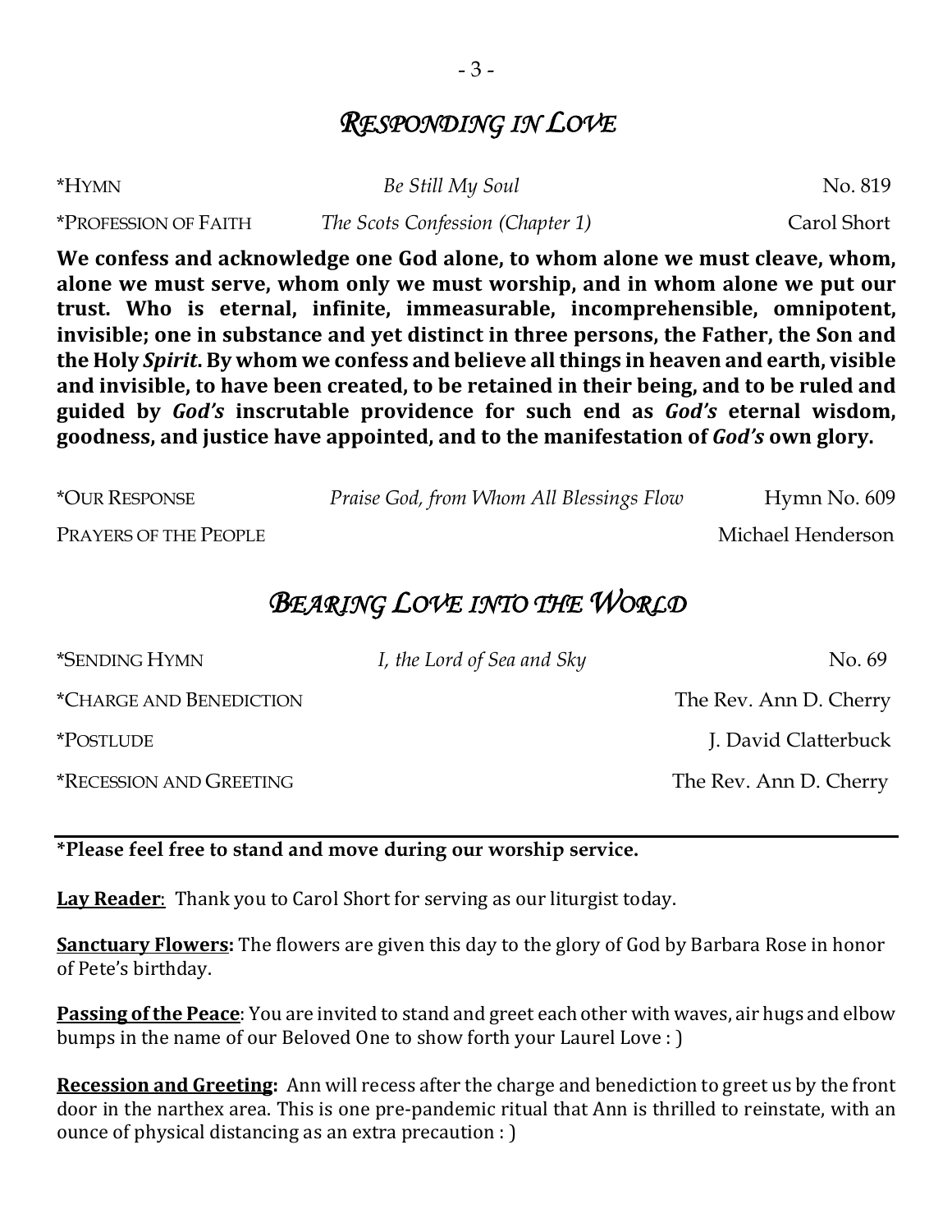## *Responding in Love*

*Hymn — *Be Still My Soul* — No. 819

*Profession of Faith — *The Scots Confession (Chapter 1)* — Carol Short

**We confess and acknowledge one God alone, to whom alone we must cleave, whom, alone we must serve, whom only we must worship, and in whom alone we put our trust. Who is eternal, infinite, immeasurable, incomprehensible, omnipotent, invisible; one in substance and yet distinct in three persons, the Father, the Son and the Holy *Spirit*. By whom we confess and believe all things in heaven and earth, visible and invisible, to have been created, to be retained in their being, and to be ruled and guided by *God's* inscrutable providence for such end as *God's* eternal wisdom, goodness, and justice have appointed, and to the manifestation of *God's* own glory.**

*Our Response — *Praise God, from Whom All Blessings Flow* — Hymn No. 609

Prayers of the People — Michael Henderson

## *Bearing Love into the World*

*Sending Hymn — *I, the Lord of Sea and Sky* — No. 69

*Charge and Benediction — The Rev. Ann D. Cherry

*Postlude — J. David Clatterbuck

*Recession and Greeting — The Rev. Ann D. Cherry

---

***Please feel free to stand and move during our worship service.**

**Lay Reader**: Thank you to Carol Short for serving as our liturgist today.

**Sanctuary Flowers:** The flowers are given this day to the glory of God by Barbara Rose in honor of Pete's birthday.

**Passing of the Peace**: You are invited to stand and greet each other with waves, air hugs and elbow bumps in the name of our Beloved One to show forth your Laurel Love : )

**Recession and Greeting:** Ann will recess after the charge and benediction to greet us by the front door in the narthex area. This is one pre-pandemic ritual that Ann is thrilled to reinstate, with an ounce of physical distancing as an extra precaution : )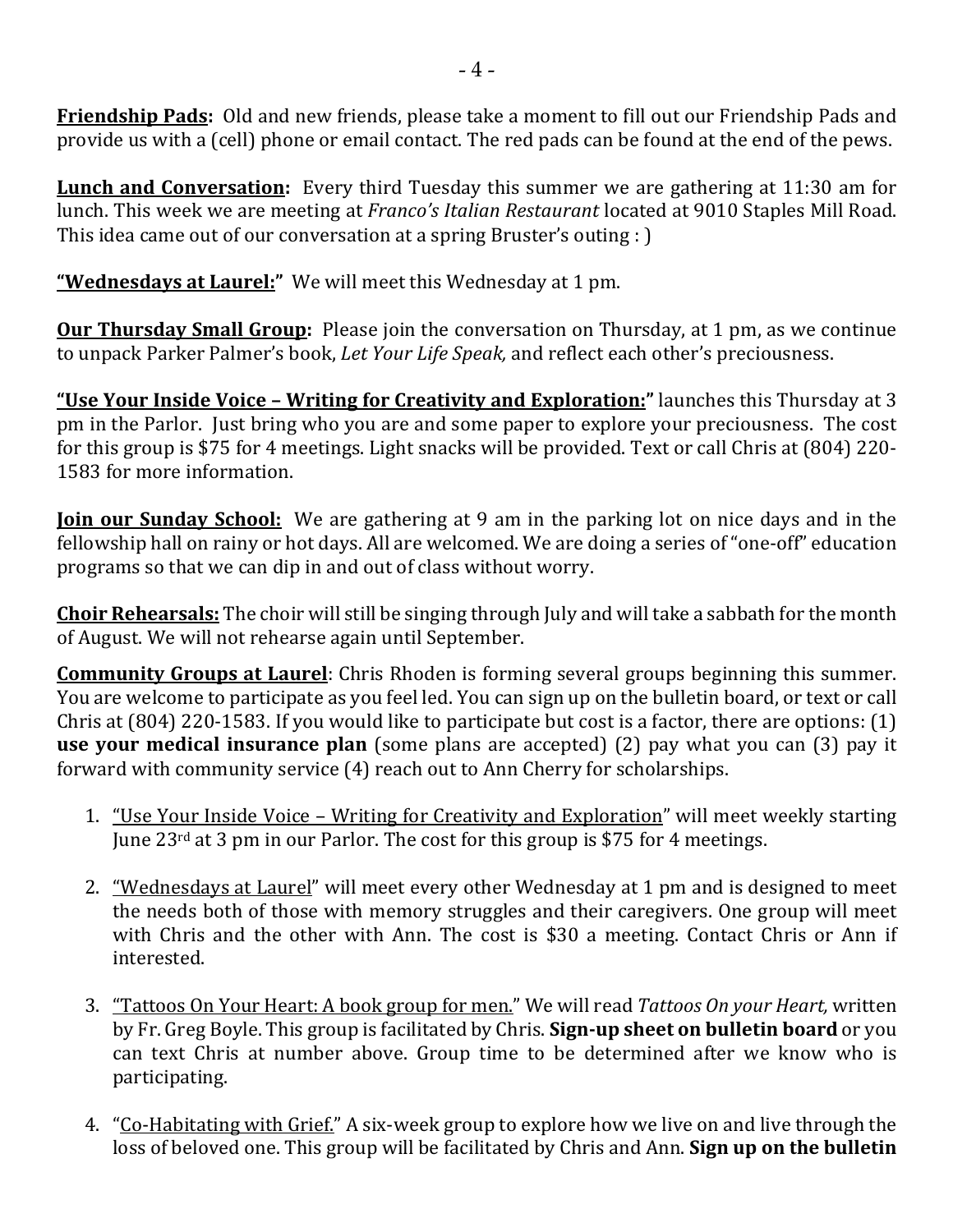**<u>Friendship Pads</u>:** Old and new friends, please take a moment to fill out our Friendship Pads and provide us with a (cell) phone or email contact. The red pads can be found at the end of the pews.

**<u>Lunch and Conversation</u>:** Every third Tuesday this summer we are gathering at 11:30 am for lunch. This week we are meeting at *Franco's Italian Restaurant* located at 9010 Staples Mill Road. This idea came out of our conversation at a spring Bruster's outing : )

**<u>"Wednesdays at Laurel:"</u>** We will meet this Wednesday at 1 pm.

**<u>Our Thursday Small Group</u>:** Please join the conversation on Thursday, at 1 pm, as we continue to unpack Parker Palmer's book, *Let Your Life Speak,* and reflect each other's preciousness.

**<u>"Use Your Inside Voice – Writing for Creativity and Exploration:"</u>** launches this Thursday at 3 pm in the Parlor. Just bring who you are and some paper to explore your preciousness. The cost for this group is $75 for 4 meetings. Light snacks will be provided. Text or call Chris at (804) 220-1583 for more information.

**<u>Join our Sunday School:</u>** We are gathering at 9 am in the parking lot on nice days and in the fellowship hall on rainy or hot days. All are welcomed. We are doing a series of "one-off" education programs so that we can dip in and out of class without worry.

**<u>Choir Rehearsals:</u>** The choir will still be singing through July and will take a sabbath for the month of August. We will not rehearse again until September.

**<u>Community Groups at Laurel</u>**: Chris Rhoden is forming several groups beginning this summer. You are welcome to participate as you feel led. You can sign up on the bulletin board, or text or call Chris at (804) 220-1583. If you would like to participate but cost is a factor, there are options: (1) **use your medical insurance plan** (some plans are accepted) (2) pay what you can (3) pay it forward with community service (4) reach out to Ann Cherry for scholarships.

1. <u>"Use Your Inside Voice – Writing for Creativity and Exploration</u>" will meet weekly starting June 23rd at 3 pm in our Parlor. The cost for this group is $75 for 4 meetings.

2. <u>"Wednesdays at Laurel</u>" will meet every other Wednesday at 1 pm and is designed to meet the needs both of those with memory struggles and their caregivers. One group will meet with Chris and the other with Ann. The cost is $30 a meeting. Contact Chris or Ann if interested.

3. <u>"Tattoos On Your Heart: A book group for men.</u>" We will read *Tattoos On your Heart,* written by Fr. Greg Boyle. This group is facilitated by Chris. **Sign-up sheet on bulletin board** or you can text Chris at number above. Group time to be determined after we know who is participating.

4. "<u>Co-Habitating with Grief.</u>" A six-week group to explore how we live on and live through the loss of beloved one. This group will be facilitated by Chris and Ann. **Sign up on the bulletin**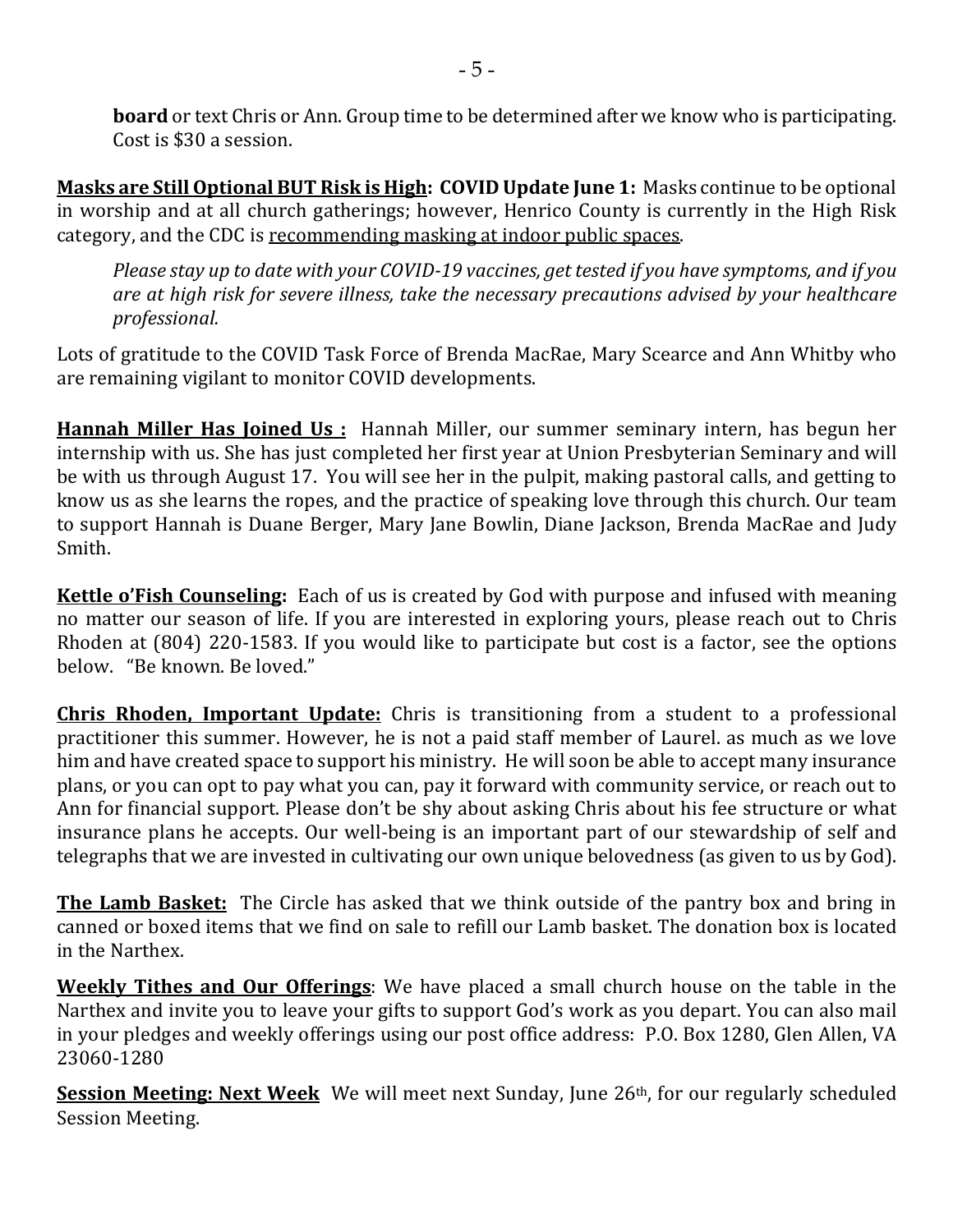**board** or text Chris or Ann. Group time to be determined after we know who is participating. Cost is $30 a session.

**Masks are Still Optional BUT Risk is High: COVID Update June 1:** Masks continue to be optional in worship and at all church gatherings; however, Henrico County is currently in the High Risk category, and the CDC is recommending masking at indoor public spaces.

*Please stay up to date with your COVID-19 vaccines, get tested if you have symptoms, and if you are at high risk for severe illness, take the necessary precautions advised by your healthcare professional.*

Lots of gratitude to the COVID Task Force of Brenda MacRae, Mary Scearce and Ann Whitby who are remaining vigilant to monitor COVID developments.

**Hannah Miller Has Joined Us :** Hannah Miller, our summer seminary intern, has begun her internship with us. She has just completed her first year at Union Presbyterian Seminary and will be with us through August 17. You will see her in the pulpit, making pastoral calls, and getting to know us as she learns the ropes, and the practice of speaking love through this church. Our team to support Hannah is Duane Berger, Mary Jane Bowlin, Diane Jackson, Brenda MacRae and Judy Smith.

**Kettle o'Fish Counseling:** Each of us is created by God with purpose and infused with meaning no matter our season of life. If you are interested in exploring yours, please reach out to Chris Rhoden at (804) 220-1583. If you would like to participate but cost is a factor, see the options below. "Be known. Be loved."

**Chris Rhoden, Important Update:** Chris is transitioning from a student to a professional practitioner this summer. However, he is not a paid staff member of Laurel. as much as we love him and have created space to support his ministry. He will soon be able to accept many insurance plans, or you can opt to pay what you can, pay it forward with community service, or reach out to Ann for financial support. Please don't be shy about asking Chris about his fee structure or what insurance plans he accepts. Our well-being is an important part of our stewardship of self and telegraphs that we are invested in cultivating our own unique belovedness (as given to us by God).

**The Lamb Basket:** The Circle has asked that we think outside of the pantry box and bring in canned or boxed items that we find on sale to refill our Lamb basket. The donation box is located in the Narthex.

**Weekly Tithes and Our Offerings**: We have placed a small church house on the table in the Narthex and invite you to leave your gifts to support God's work as you depart. You can also mail in your pledges and weekly offerings using our post office address: P.O. Box 1280, Glen Allen, VA 23060-1280

**Session Meeting: Next Week** We will meet next Sunday, June 26th, for our regularly scheduled Session Meeting.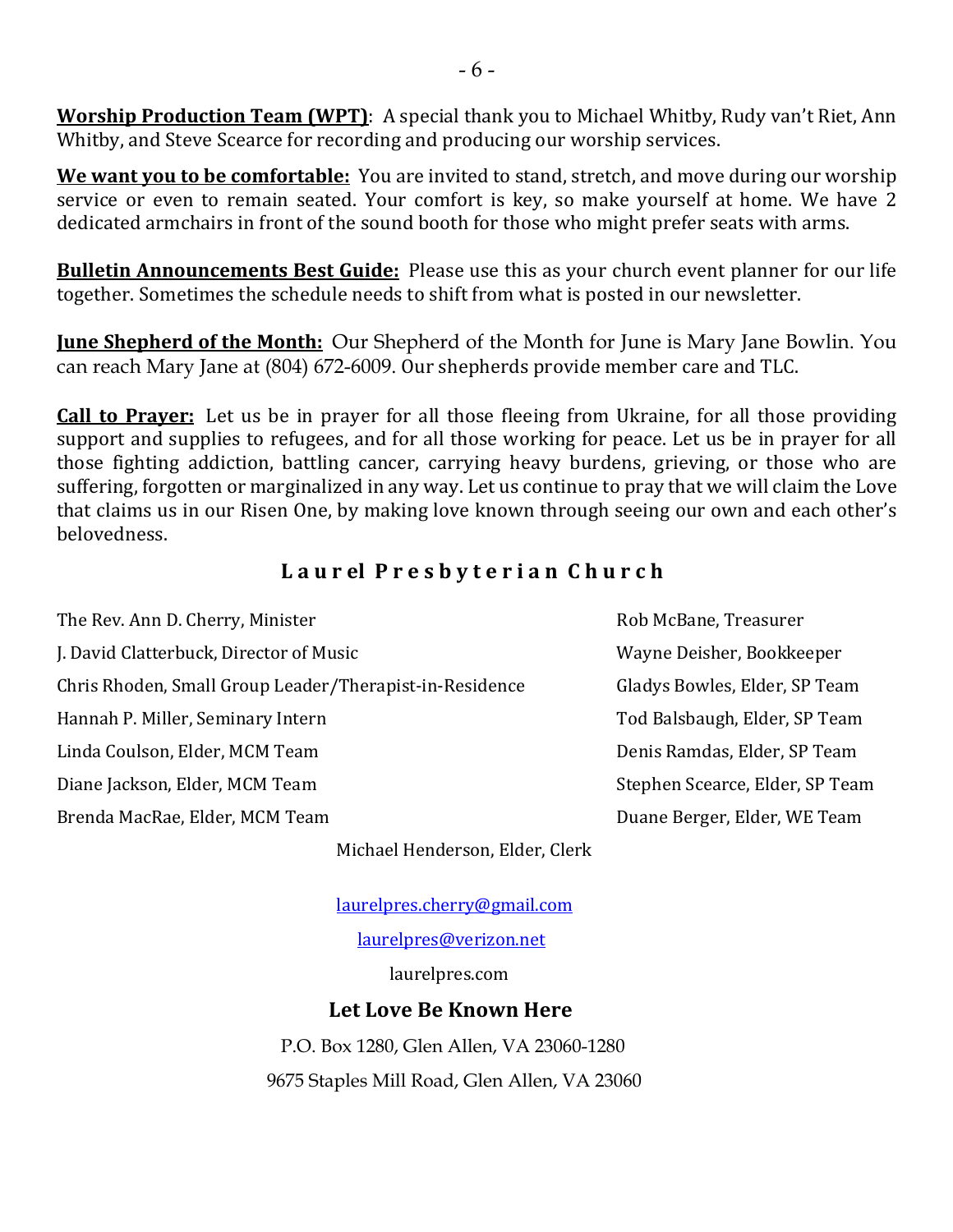**Worship Production Team (WPT)**: A special thank you to Michael Whitby, Rudy van't Riet, Ann Whitby, and Steve Scearce for recording and producing our worship services.

**We want you to be comfortable:** You are invited to stand, stretch, and move during our worship service or even to remain seated. Your comfort is key, so make yourself at home. We have 2 dedicated armchairs in front of the sound booth for those who might prefer seats with arms.

**Bulletin Announcements Best Guide:** Please use this as your church event planner for our life together. Sometimes the schedule needs to shift from what is posted in our newsletter.

**June Shepherd of the Month:** Our Shepherd of the Month for June is Mary Jane Bowlin. You can reach Mary Jane at (804) 672-6009. Our shepherds provide member care and TLC.

**Call to Prayer:** Let us be in prayer for all those fleeing from Ukraine, for all those providing support and supplies to refugees, and for all those working for peace. Let us be in prayer for all those fighting addiction, battling cancer, carrying heavy burdens, grieving, or those who are suffering, forgotten or marginalized in any way. Let us continue to pray that we will claim the Love that claims us in our Risen One, by making love known through seeing our own and each other's belovedness.

## Laurel Presbyterian Church

The Rev. Ann D. Cherry, Minister

J. David Clatterbuck, Director of Music

Chris Rhoden, Small Group Leader/Therapist-in-Residence

Hannah P. Miller, Seminary Intern

Linda Coulson, Elder, MCM Team

Diane Jackson, Elder, MCM Team

Brenda MacRae, Elder, MCM Team

Rob McBane, Treasurer

Wayne Deisher, Bookkeeper

Gladys Bowles, Elder, SP Team

Tod Balsbaugh, Elder, SP Team

Denis Ramdas, Elder, SP Team

Stephen Scearce, Elder, SP Team

Duane Berger, Elder, WE Team

Michael Henderson, Elder, Clerk

laurelpres.cherry@gmail.com

laurelpres@verizon.net

laurelpres.com

### Let Love Be Known Here

P.O. Box 1280, Glen Allen, VA 23060-1280

9675 Staples Mill Road, Glen Allen, VA 23060